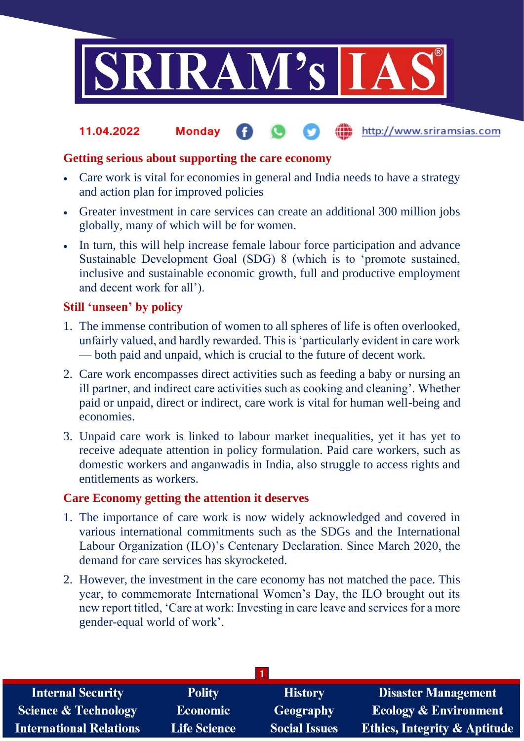11.04.2022 Monday http://www.sriramsias.com

## Getting serious about supporting the care economy

- Care work is vital for economies in general and India needs to have a strategy and action plan for improved policies
- Greater investment in care services can create an additional 300 million jobs globally, many of which will be for women.
- In turn, this will help increase female labour force participation and advance Sustainable Development Goal (SDG) 8 (which is to 'promote sustained, inclusive and sustainable economic growth, full and productive employment and decent work for all').

## Still 'unseen' by policy

1. The immense contribution of women to all spheres of life is often overlooked, unfairly valued, and hardly rewarded. This is 'particularly evident in care work — both paid and unpaid, which is crucial to the future of decent work.
2. Care work encompasses direct activities such as feeding a baby or nursing an ill partner, and indirect care activities such as cooking and cleaning'. Whether paid or unpaid, direct or indirect, care work is vital for human well-being and economies.
3. Unpaid care work is linked to labour market inequalities, yet it has yet to receive adequate attention in policy formulation. Paid care workers, such as domestic workers and anganwadis in India, also struggle to access rights and entitlements as workers.

## Care Economy getting the attention it deserves

1. The importance of care work is now widely acknowledged and covered in various international commitments such as the SDGs and the International Labour Organization (ILO)'s Centenary Declaration. Since March 2020, the demand for care services has skyrocketed.
2. However, the investment in the care economy has not matched the pace. This year, to commemorate International Women's Day, the ILO brought out its new report titled, 'Care at work: Investing in care leave and services for a more gender-equal world of work'.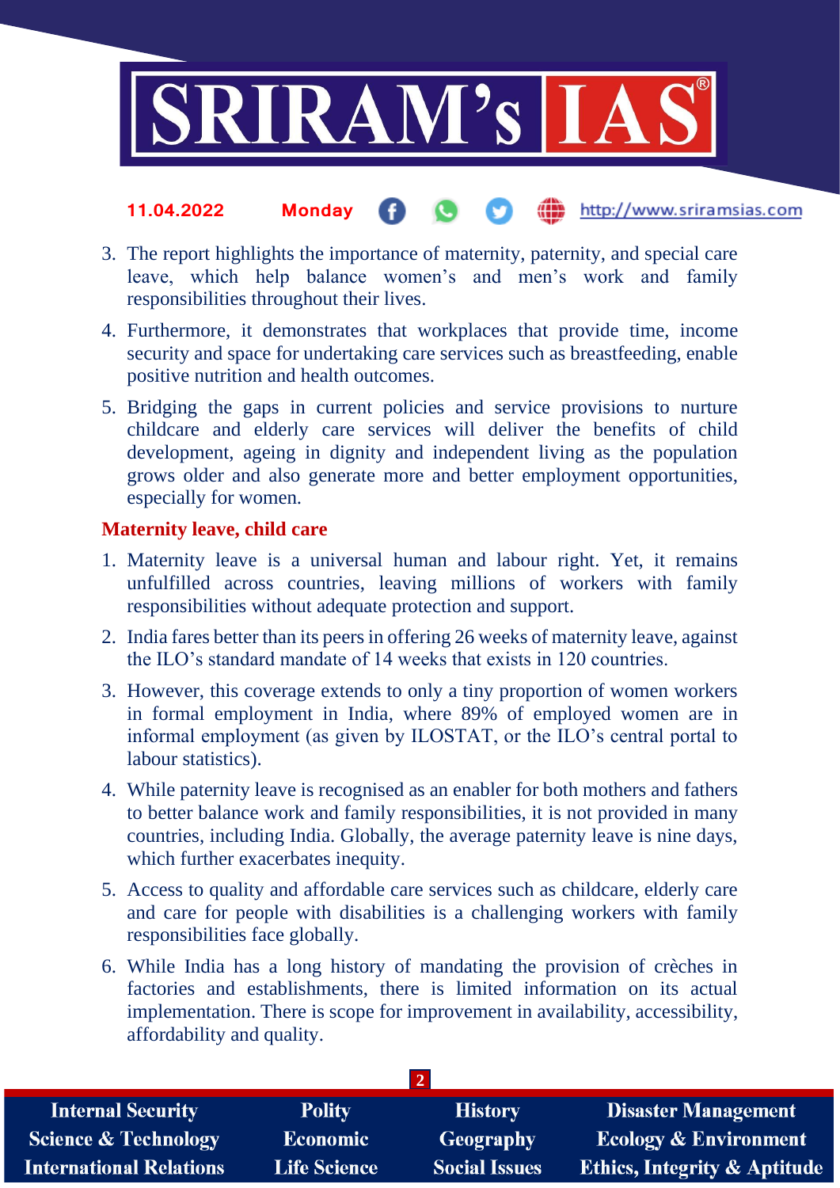3. The report highlights the importance of maternity, paternity, and special care leave, which help balance women's and men's work and family responsibilities throughout their lives.
4. Furthermore, it demonstrates that workplaces that provide time, income security and space for undertaking care services such as breastfeeding, enable positive nutrition and health outcomes.
5. Bridging the gaps in current policies and service provisions to nurture childcare and elderly care services will deliver the benefits of child development, ageing in dignity and independent living as the population grows older and also generate more and better employment opportunities, especially for women.

### Maternity leave, child care

1. Maternity leave is a universal human and labour right. Yet, it remains unfulfilled across countries, leaving millions of workers with family responsibilities without adequate protection and support.
2. India fares better than its peers in offering 26 weeks of maternity leave, against the ILO's standard mandate of 14 weeks that exists in 120 countries.
3. However, this coverage extends to only a tiny proportion of women workers in formal employment in India, where 89% of employed women are in informal employment (as given by ILOSTAT, or the ILO's central portal to labour statistics).
4. While paternity leave is recognised as an enabler for both mothers and fathers to better balance work and family responsibilities, it is not provided in many countries, including India. Globally, the average paternity leave is nine days, which further exacerbates inequity.
5. Access to quality and affordable care services such as childcare, elderly care and care for people with disabilities is a challenging workers with family responsibilities face globally.
6. While India has a long history of mandating the provision of crèches in factories and establishments, there is limited information on its actual implementation. There is scope for improvement in availability, accessibility, affordability and quality.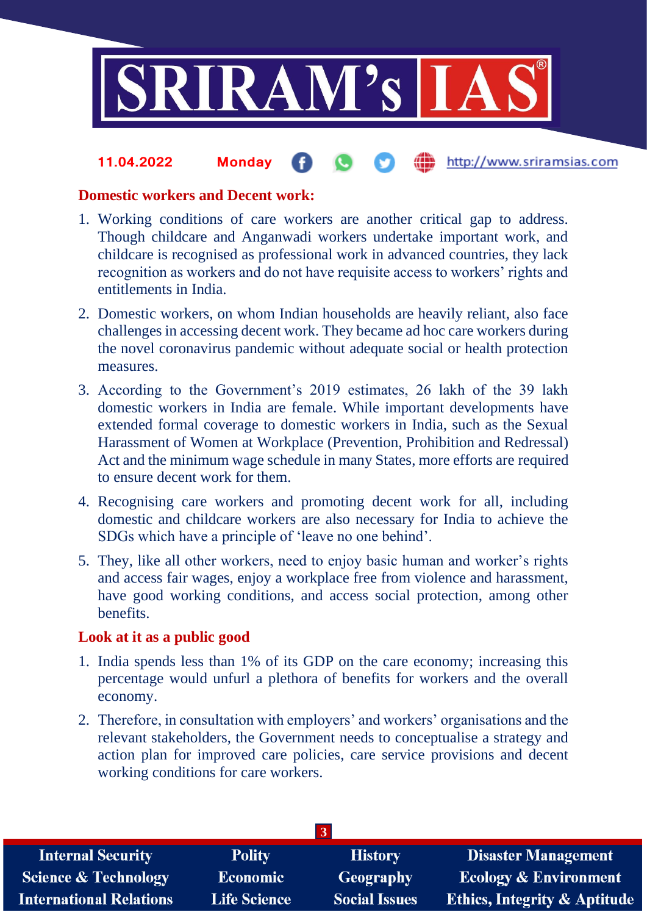## Domestic workers and Decent work:

1. Working conditions of care workers are another critical gap to address. Though childcare and Anganwadi workers undertake important work, and childcare is recognised as professional work in advanced countries, they lack recognition as workers and do not have requisite access to workers' rights and entitlements in India.
2. Domestic workers, on whom Indian households are heavily reliant, also face challenges in accessing decent work. They became ad hoc care workers during the novel coronavirus pandemic without adequate social or health protection measures.
3. According to the Government's 2019 estimates, 26 lakh of the 39 lakh domestic workers in India are female. While important developments have extended formal coverage to domestic workers in India, such as the Sexual Harassment of Women at Workplace (Prevention, Prohibition and Redressal) Act and the minimum wage schedule in many States, more efforts are required to ensure decent work for them.
4. Recognising care workers and promoting decent work for all, including domestic and childcare workers are also necessary for India to achieve the SDGs which have a principle of 'leave no one behind'.
5. They, like all other workers, need to enjoy basic human and worker's rights and access fair wages, enjoy a workplace free from violence and harassment, have good working conditions, and access social protection, among other benefits.

## Look at it as a public good

1. India spends less than 1% of its GDP on the care economy; increasing this percentage would unfurl a plethora of benefits for workers and the overall economy.
2. Therefore, in consultation with employers' and workers' organisations and the relevant stakeholders, the Government needs to conceptualise a strategy and action plan for improved care policies, care service provisions and decent working conditions for care workers.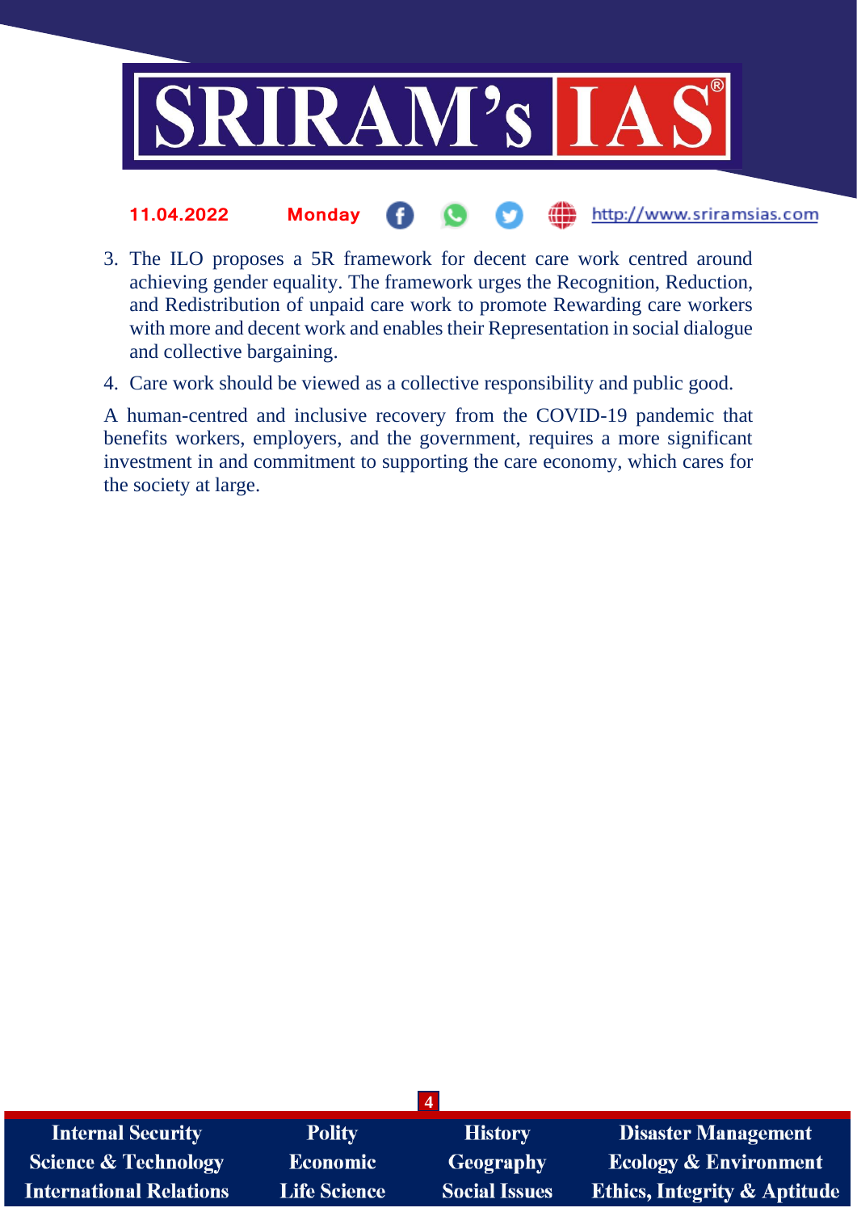3. The ILO proposes a 5R framework for decent care work centred around achieving gender equality. The framework urges the Recognition, Reduction, and Redistribution of unpaid care work to promote Rewarding care workers with more and decent work and enables their Representation in social dialogue and collective bargaining.
4. Care work should be viewed as a collective responsibility and public good.

A human-centred and inclusive recovery from the COVID-19 pandemic that benefits workers, employers, and the government, requires a more significant investment in and commitment to supporting the care economy, which cares for the society at large.